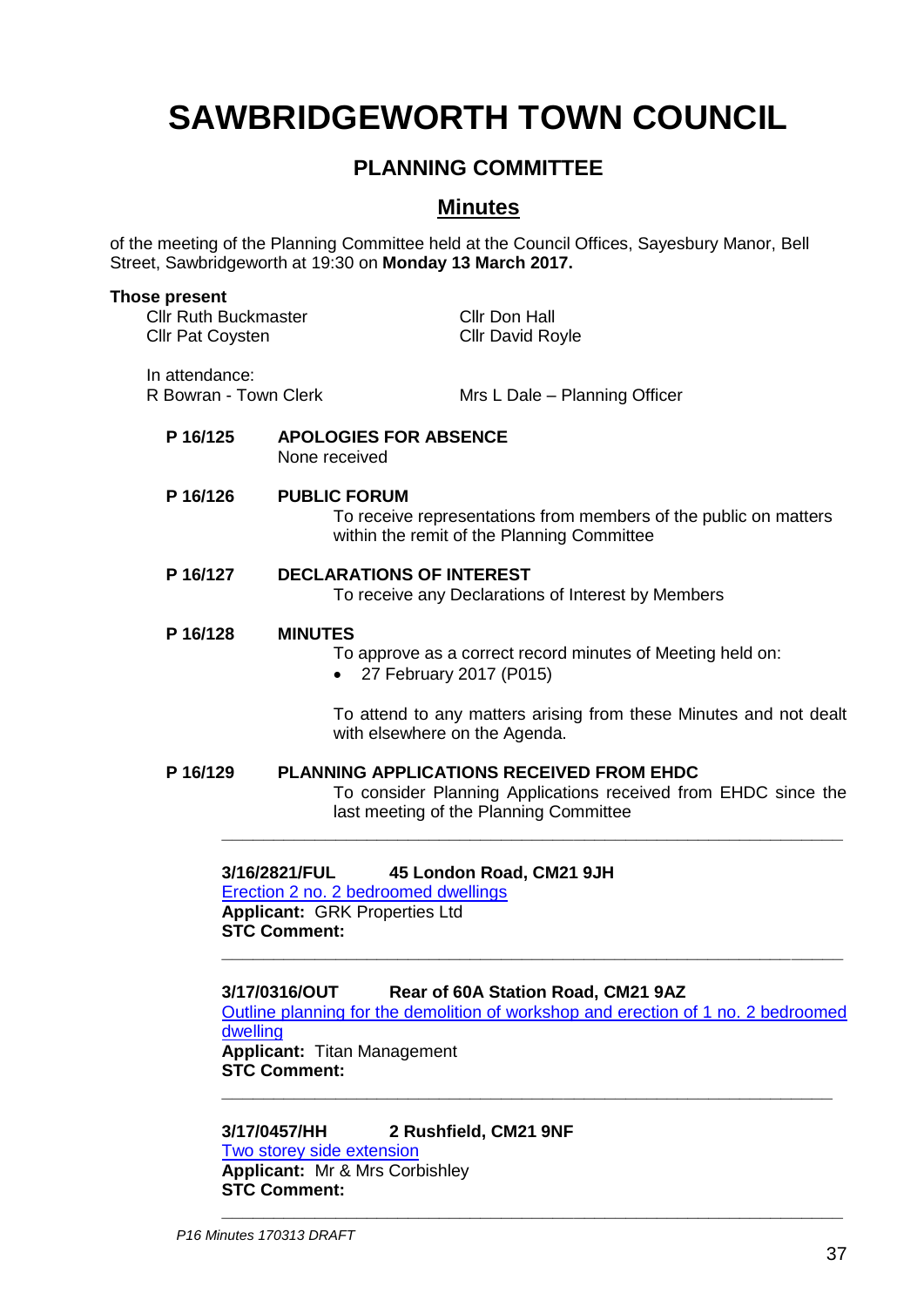# SAWBRIDGEWORTH TOWN COUNCIL

## PLANNING COMMITTEE

## Minutes

of the meeting of the Planning Committee held at the Council Offices, Sayesbury Manor, Bell Street, Sawbridgeworth at 19:30 on **Monday 13 March 2017.**

**Those present**

Cllr Ruth Buckmaster
Cllr Pat Coysten
Cllr Don Hall
Cllr David Royle

In attendance:
R Bowran - Town Clerk
Mrs L Dale – Planning Officer

**P 16/125 APOLOGIES FOR ABSENCE**

None received

**P 16/126 PUBLIC FORUM**

To receive representations from members of the public on matters within the remit of the Planning Committee

**P 16/127 DECLARATIONS OF INTEREST**

To receive any Declarations of Interest by Members

**P 16/128 MINUTES**

To approve as a correct record minutes of Meeting held on:

- 27 February 2017 (P015)

To attend to any matters arising from these Minutes and not dealt with elsewhere on the Agenda.

**P 16/129 PLANNING APPLICATIONS RECEIVED FROM EHDC**

To consider Planning Applications received from EHDC since the last meeting of the Planning Committee

---

**3/16/2821/FUL 45 London Road, CM21 9JH**
Erection 2 no. 2 bedroomed dwellings
**Applicant:** GRK Properties Ltd
**STC Comment:**

---

**3/17/0316/OUT Rear of 60A Station Road, CM21 9AZ**
Outline planning for the demolition of workshop and erection of 1 no. 2 bedroomed dwelling
**Applicant:** Titan Management
**STC Comment:**

---

**3/17/0457/HH 2 Rushfield, CM21 9NF**
Two storey side extension
**Applicant:** Mr & Mrs Corbishley
**STC Comment:**

---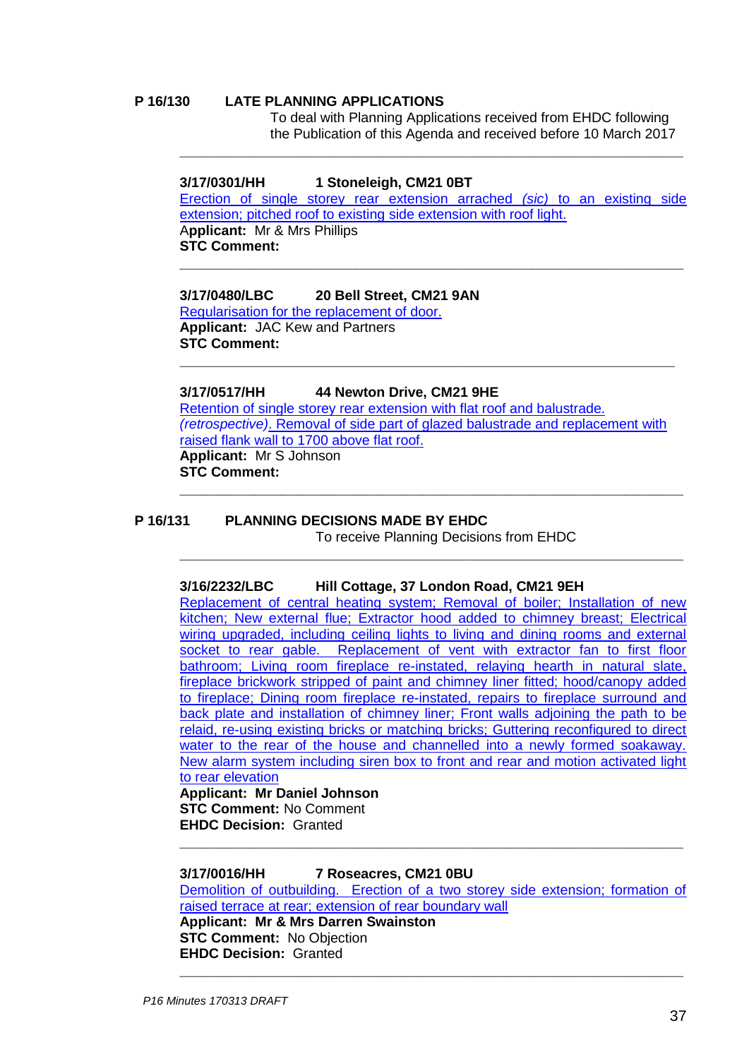**P 16/130 LATE PLANNING APPLICATIONS**

To deal with Planning Applications received from EHDC following the Publication of this Agenda and received before 10 March 2017

---

**3/17/0301/HH 1 Stoneleigh, CM21 0BT**

Erection of single storey rear extension arrached *(sic)* to an existing side extension; pitched roof to existing side extension with roof light.

**Applicant:** Mr & Mrs Phillips

**STC Comment:**

---

**3/17/0480/LBC 20 Bell Street, CM21 9AN**

Regularisation for the replacement of door.

**Applicant:** JAC Kew and Partners

**STC Comment:**

---

**3/17/0517/HH 44 Newton Drive, CM21 9HE**

Retention of single storey rear extension with flat roof and balustrade. *(retrospective)*. Removal of side part of glazed balustrade and replacement with raised flank wall to 1700 above flat roof.

**Applicant:** Mr S Johnson

**STC Comment:**

---

**P 16/131 PLANNING DECISIONS MADE BY EHDC**

To receive Planning Decisions from EHDC

---

**3/16/2232/LBC Hill Cottage, 37 London Road, CM21 9EH**

Replacement of central heating system; Removal of boiler; Installation of new kitchen; New external flue; Extractor hood added to chimney breast; Electrical wiring upgraded, including ceiling lights to living and dining rooms and external socket to rear gable. Replacement of vent with extractor fan to first floor bathroom; Living room fireplace re-instated, relaying hearth in natural slate, fireplace brickwork stripped of paint and chimney liner fitted; hood/canopy added to fireplace; Dining room fireplace re-instated, repairs to fireplace surround and back plate and installation of chimney liner; Front walls adjoining the path to be relaid, re-using existing bricks or matching bricks; Guttering reconfigured to direct water to the rear of the house and channelled into a newly formed soakaway. New alarm system including siren box to front and rear and motion activated light to rear elevation

**Applicant: Mr Daniel Johnson**

**STC Comment:** No Comment

**EHDC Decision:** Granted

---

**3/17/0016/HH 7 Roseacres, CM21 0BU**

Demolition of outbuilding. Erection of a two storey side extension; formation of raised terrace at rear; extension of rear boundary wall

**Applicant: Mr & Mrs Darren Swainston**

**STC Comment:** No Objection

**EHDC Decision:** Granted

---

*P16 Minutes 170313 DRAFT*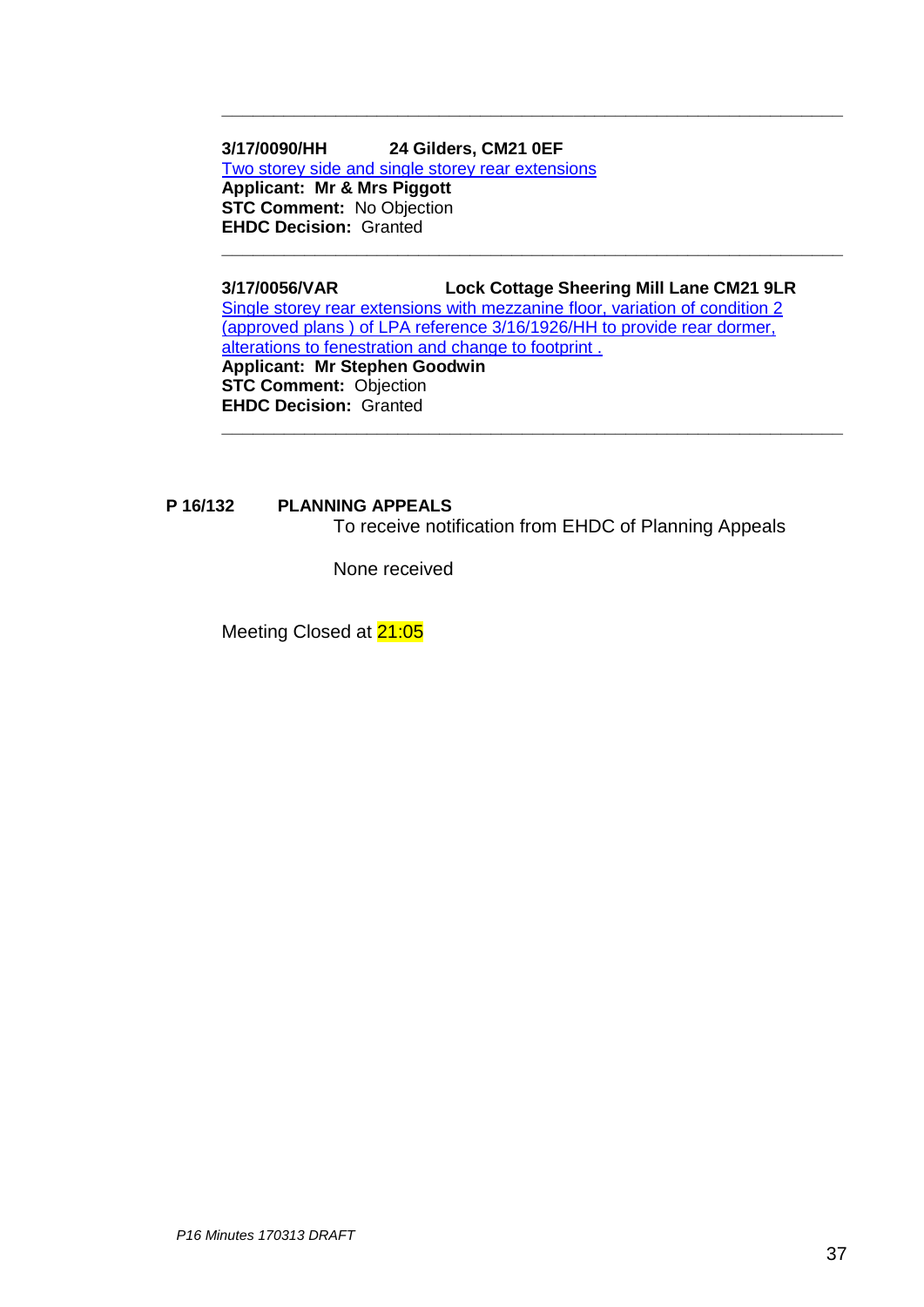---

**3/17/0090/HH 24 Gilders, CM21 0EF**
Two storey side and single storey rear extensions
**Applicant: Mr & Mrs Piggott**
**STC Comment:** No Objection
**EHDC Decision:** Granted

---

**3/17/0056/VAR Lock Cottage Sheering Mill Lane CM21 9LR**
Single storey rear extensions with mezzanine floor, variation of condition 2 (approved plans ) of LPA reference 3/16/1926/HH to provide rear dormer, alterations to fenestration and change to footprint .
**Applicant: Mr Stephen Goodwin**
**STC Comment:** Objection
**EHDC Decision:** Granted

---

**P 16/132 PLANNING APPEALS**

To receive notification from EHDC of Planning Appeals

None received

Meeting Closed at 21:05